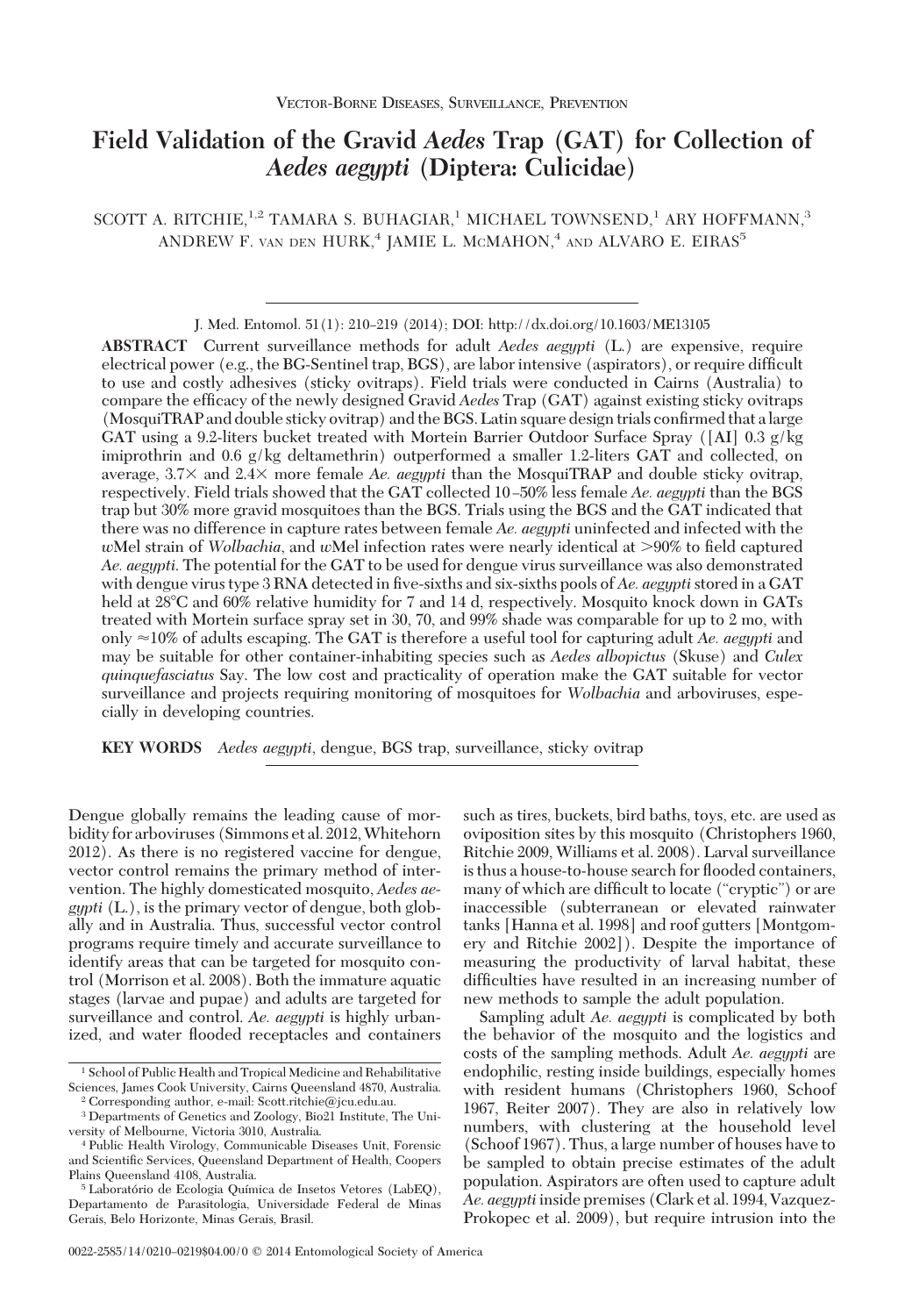VECTOR-BORNE DISEASES, SURVEILLANCE, PREVENTION

# Field Validation of the Gravid *Aedes* Trap (GAT) for Collection of *Aedes aegypti* (Diptera: Culicidae)

SCOTT A. RITCHIE,[1,2] TAMARA S. BUHAGIAR,[1] MICHAEL TOWNSEND,[1] ARY HOFFMANN,[3] ANDREW F. VAN DEN HURK,[4] JAMIE L. MCMAHON,[4] AND ALVARO E. EIRAS[5]

J. Med. Entomol. 51(1): 210–219 (2014); DOI: http://dx.doi.org/10.1603/ME13105

**ABSTRACT** Current surveillance methods for adult *Aedes aegypti* (L.) are expensive, require electrical power (e.g., the BG-Sentinel trap, BGS), are labor intensive (aspirators), or require difficult to use and costly adhesives (sticky ovitraps). Field trials were conducted in Cairns (Australia) to compare the efficacy of the newly designed Gravid *Aedes* Trap (GAT) against existing sticky ovitraps (MosquiTRAP and double sticky ovitrap) and the BGS. Latin square design trials confirmed that a large GAT using a 9.2-liters bucket treated with Mortein Barrier Outdoor Surface Spray ([AI] 0.3 g/kg imiprothrin and 0.6 g/kg deltamethrin) outperformed a smaller 1.2-liters GAT and collected, on average, 3.7× and 2.4× more female *Ae. aegypti* than the MosquiTRAP and double sticky ovitrap, respectively. Field trials showed that the GAT collected 10–50% less female *Ae. aegypti* than the BGS trap but 30% more gravid mosquitoes than the BGS. Trials using the BGS and the GAT indicated that there was no difference in capture rates between female *Ae. aegypti* uninfected and infected with the *w*Mel strain of *Wolbachia*, and *w*Mel infection rates were nearly identical at >90% to field captured *Ae. aegypti*. The potential for the GAT to be used for dengue virus surveillance was also demonstrated with dengue virus type 3 RNA detected in five-sixths and six-sixths pools of *Ae. aegypti* stored in a GAT held at 28°C and 60% relative humidity for 7 and 14 d, respectively. Mosquito knock down in GATs treated with Mortein surface spray set in 30, 70, and 99% shade was comparable for up to 2 mo, with only ≈10% of adults escaping. The GAT is therefore a useful tool for capturing adult *Ae. aegypti* and may be suitable for other container-inhabiting species such as *Aedes albopictus* (Skuse) and *Culex quinquefasciatus* Say. The low cost and practicality of operation make the GAT suitable for vector surveillance and projects requiring monitoring of mosquitoes for *Wolbachia* and arboviruses, especially in developing countries.

**KEY WORDS** *Aedes aegypti*, dengue, BGS trap, surveillance, sticky ovitrap

Dengue globally remains the leading cause of morbidity for arboviruses (Simmons et al. 2012, Whitehorn 2012). As there is no registered vaccine for dengue, vector control remains the primary method of intervention. The highly domesticated mosquito, *Aedes aegypti* (L.), is the primary vector of dengue, both globally and in Australia. Thus, successful vector control programs require timely and accurate surveillance to identify areas that can be targeted for mosquito control (Morrison et al. 2008). Both the immature aquatic stages (larvae and pupae) and adults are targeted for surveillance and control. *Ae. aegypti* is highly urbanized, and water flooded receptacles and containers such as tires, buckets, bird baths, toys, etc. are used as oviposition sites by this mosquito (Christophers 1960, Ritchie 2009, Williams et al. 2008). Larval surveillance is thus a house-to-house search for flooded containers, many of which are difficult to locate ("cryptic") or are inaccessible (subterranean or elevated rainwater tanks [Hanna et al. 1998] and roof gutters [Montgomery and Ritchie 2002]). Despite the importance of measuring the productivity of larval habitat, these difficulties have resulted in an increasing number of new methods to sample the adult population.

Sampling adult *Ae. aegypti* is complicated by both the behavior of the mosquito and the logistics and costs of the sampling methods. Adult *Ae. aegypti* are endophilic, resting inside buildings, especially homes with resident humans (Christophers 1960, Schoof 1967, Reiter 2007). They are also in relatively low numbers, with clustering at the household level (Schoof 1967). Thus, a large number of houses have to be sampled to obtain precise estimates of the adult population. Aspirators are often used to capture adult *Ae. aegypti* inside premises (Clark et al. 1994, Vazquez-Prokopec et al. 2009), but require intrusion into the

[1] School of Public Health and Tropical Medicine and Rehabilitative Sciences, James Cook University, Cairns Queensland 4870, Australia.

[2] Corresponding author, e-mail: Scott.ritchie@jcu.edu.au.

[3] Departments of Genetics and Zoology, Bio21 Institute, The University of Melbourne, Victoria 3010, Australia.

[4] Public Health Virology, Communicable Diseases Unit, Forensic and Scientific Services, Queensland Department of Health, Coopers Plains Queensland 4108, Australia.

[5] Laboratório de Ecologia Química de Insetos Vetores (LabEQ), Departamento de Parasitologia, Universidade Federal de Minas Gerais, Belo Horizonte, Minas Gerais, Brasil.

0022-2585/14/0210–0219$04.00/0 © 2014 Entomological Society of America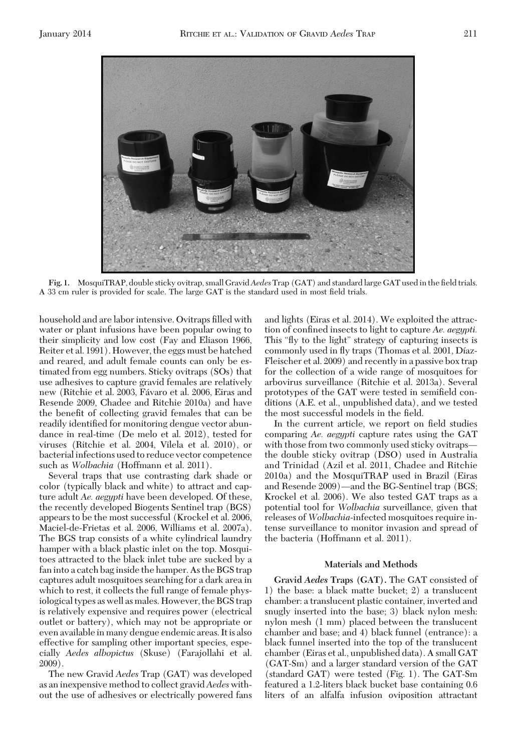Fig. 1. MosquiTRAP, double sticky ovitrap, small Gravid *Aedes* Trap (GAT) and standard large GAT used in the field trials. A 33 cm ruler is provided for scale. The large GAT is the standard used in most field trials.

household and are labor intensive. Ovitraps filled with water or plant infusions have been popular owing to their simplicity and low cost (Fay and Eliason 1966, Reiter et al. 1991). However, the eggs must be hatched and reared, and adult female counts can only be estimated from egg numbers. Sticky ovitraps (SOs) that use adhesives to capture gravid females are relatively new (Ritchie et al. 2003, Fávaro et al. 2006, Eiras and Resende 2009, Chadee and Ritchie 2010a) and have the benefit of collecting gravid females that can be readily identified for monitoring dengue vector abundance in real-time (De melo et al. 2012), tested for viruses (Ritchie et al. 2004, Vilela et al. 2010), or bacterial infections used to reduce vector competence such as *Wolbachia* (Hoffmann et al. 2011).

Several traps that use contrasting dark shade or color (typically black and white) to attract and capture adult *Ae. aegypti* have been developed. Of these, the recently developed Biogents Sentinel trap (BGS) appears to be the most successful (Krockel et al. 2006, Maciel-de-Frietas et al. 2006, Williams et al. 2007a). The BGS trap consists of a white cylindrical laundry hamper with a black plastic inlet on the top. Mosquitoes attracted to the black inlet tube are sucked by a fan into a catch bag inside the hamper. As the BGS trap captures adult mosquitoes searching for a dark area in which to rest, it collects the full range of female physiological types as well as males. However, the BGS trap is relatively expensive and requires power (electrical outlet or battery), which may not be appropriate or even available in many dengue endemic areas. It is also effective for sampling other important species, especially *Aedes albopictus* (Skuse) (Farajollahi et al. 2009).

The new Gravid *Aedes* Trap (GAT) was developed as an inexpensive method to collect gravid *Aedes* without the use of adhesives or electrically powered fans and lights (Eiras et al. 2014). We exploited the attraction of confined insects to light to capture *Ae. aegypti.* This "fly to the light" strategy of capturing insects is commonly used in fly traps (Thomas et al. 2001, Díaz-Fleischer et al. 2009) and recently in a passive box trap for the collection of a wide range of mosquitoes for arbovirus surveillance (Ritchie et al. 2013a). Several prototypes of the GAT were tested in semifield conditions (A.E. et al., unpublished data), and we tested the most successful models in the field.

In the current article, we report on field studies comparing *Ae. aegypti* capture rates using the GAT with those from two commonly used sticky ovitraps—the double sticky ovitrap (DSO) used in Australia and Trinidad (Azil et al. 2011, Chadee and Ritchie 2010a) and the MosquiTRAP used in Brazil (Eiras and Resende 2009)—and the BG-Sentinel trap (BGS; Krockel et al. 2006). We also tested GAT traps as a potential tool for *Wolbachia* surveillance, given that releases of *Wolbachia*-infected mosquitoes require intense surveillance to monitor invasion and spread of the bacteria (Hoffmann et al. 2011).

## Materials and Methods

**Gravid *Aedes* Traps (GAT).** The GAT consisted of 1) the base: a black matte bucket; 2) a translucent chamber: a translucent plastic container, inverted and snugly inserted into the base; 3) black nylon mesh: nylon mesh (1 mm) placed between the translucent chamber and base; and 4) black funnel (entrance): a black funnel inserted into the top of the translucent chamber (Eiras et al., unpublished data). A small GAT (GAT-Sm) and a larger standard version of the GAT (standard GAT) were tested (Fig. 1). The GAT-Sm featured a 1.2-liters black bucket base containing 0.6 liters of an alfalfa infusion oviposition attractant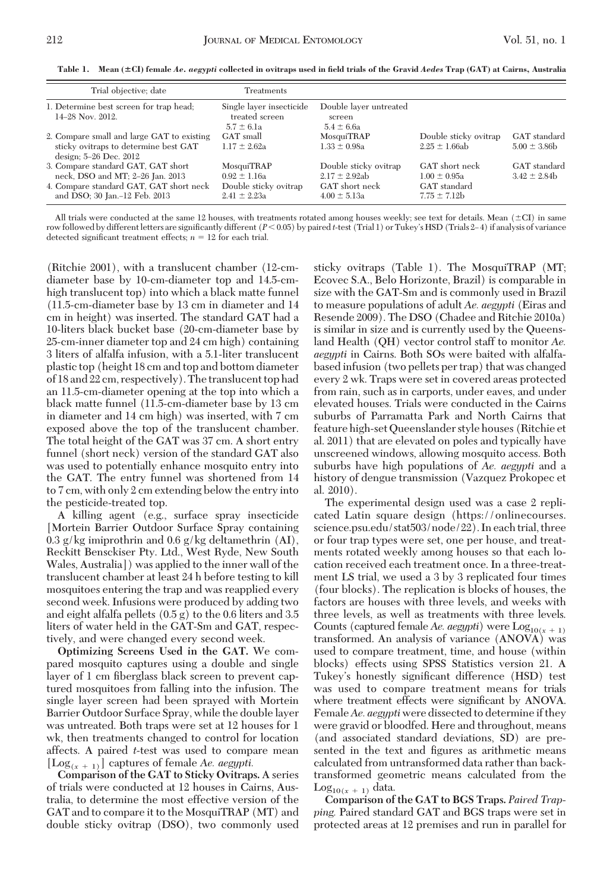**Table 1. Mean (±CI) female *Ae. aegypti* collected in ovitraps used in field trials of the Gravid *Aedes* Trap (GAT) at Cairns, Australia**

| Trial objective; date | Treatments | | | |
|---|---|---|---|---|
| 1. Determine best screen for trap head; 14–28 Nov. 2012. | Single layer insecticide treated screen $5.7 \pm 6.1$a | Double layer untreated screen $5.4 \pm 6.6$a | | |
| 2. Compare small and large GAT to existing sticky ovitraps to determine best GAT design; 5–26 Dec. 2012 | GAT small $1.17 \pm 2.62$a | MosquiTRAP $1.33 \pm 0.98$a | Double sticky ovitrap $2.25 \pm 1.66$ab | GAT standard $5.00 \pm 3.86$b |
| 3. Compare standard GAT, GAT short neck, DSO and MT; 2–26 Jan. 2013 | MosquiTRAP $0.92 \pm 1.16$a | Double sticky ovitrap $2.17 \pm 2.92$ab | GAT short neck $1.00 \pm 0.95$a | GAT standard $3.42 \pm 2.84$b |
| 4. Compare standard GAT, GAT short neck and DSO; 30 Jan.–12 Feb. 2013 | Double sticky ovitrap $2.41 \pm 2.23$a | GAT short neck $4.00 \pm 5.13$a | GAT standard $7.75 \pm 7.12$b | |

All trials were conducted at the same 12 houses, with treatments rotated among houses weekly; see text for details. Mean (±CI) in same row followed by different letters are significantly different ($P < 0.05$) by paired *t*-test (Trial 1) or Tukey's HSD (Trials 2–4) if analysis of variance detected significant treatment effects; $n = 12$ for each trial.

(Ritchie 2001), with a translucent chamber (12-cm-diameter base by 10-cm-diameter top and 14.5-cm-high translucent top) into which a black matte funnel (11.5-cm-diameter base by 13 cm in diameter and 14 cm in height) was inserted. The standard GAT had a 10-liters black bucket base (20-cm-diameter base by 25-cm-inner diameter top and 24 cm high) containing 3 liters of alfalfa infusion, with a 5.1-liter translucent plastic top (height 18 cm and top and bottom diameter of 18 and 22 cm, respectively). The translucent top had an 11.5-cm-diameter opening at the top into which a black matte funnel (11.5-cm-diameter base by 13 cm in diameter and 14 cm high) was inserted, with 7 cm exposed above the top of the translucent chamber. The total height of the GAT was 37 cm. A short entry funnel (short neck) version of the standard GAT also was used to potentially enhance mosquito entry into the GAT. The entry funnel was shortened from 14 to 7 cm, with only 2 cm extending below the entry into the pesticide-treated top.

A killing agent (e.g., surface spray insecticide [Mortein Barrier Outdoor Surface Spray containing 0.3 g/kg imiprothrin and 0.6 g/kg deltamethrin (AI), Reckitt Bensckiser Pty. Ltd., West Ryde, New South Wales, Australia]) was applied to the inner wall of the translucent chamber at least 24 h before testing to kill mosquitoes entering the trap and was reapplied every second week. Infusions were produced by adding two and eight alfalfa pellets (0.5 g) to the 0.6 liters and 3.5 liters of water held in the GAT-Sm and GAT, respectively, and were changed every second week.

**Optimizing Screens Used in the GAT.** We compared mosquito captures using a double and single layer of 1 cm fiberglass black screen to prevent captured mosquitoes from falling into the infusion. The single layer screen had been sprayed with Mortein Barrier Outdoor Surface Spray, while the double layer was untreated. Both traps were set at 12 houses for 1 wk, then treatments changed to control for location affects. A paired *t*-test was used to compare mean [$\text{Log}_{(x+1)}$] captures of female *Ae. aegypti.*

**Comparison of the GAT to Sticky Ovitraps.** A series of trials were conducted at 12 houses in Cairns, Australia, to determine the most effective version of the GAT and to compare it to the MosquiTRAP (MT) and double sticky ovitrap (DSO), two commonly used sticky ovitraps (Table 1). The MosquiTRAP (MT; Ecovec S.A., Belo Horizonte, Brazil) is comparable in size with the GAT-Sm and is commonly used in Brazil to measure populations of adult *Ae. aegypti* (Eiras and Resende 2009). The DSO (Chadee and Ritchie 2010a) is similar in size and is currently used by the Queensland Health (QH) vector control staff to monitor *Ae. aegypti* in Cairns. Both SOs were baited with alfalfa-based infusion (two pellets per trap) that was changed every 2 wk. Traps were set in covered areas protected from rain, such as in carports, under eaves, and under elevated houses. Trials were conducted in the Cairns suburbs of Parramatta Park and North Cairns that feature high-set Queenslander style houses (Ritchie et al. 2011) that are elevated on poles and typically have unscreened windows, allowing mosquito access. Both suburbs have high populations of *Ae. aegypti* and a history of dengue transmission (Vazquez Prokopec et al. 2010).

The experimental design used was a case 2 replicated Latin square design (https://onlinecourses.science.psu.edu/stat503/node/22). In each trial, three or four trap types were set, one per house, and treatments rotated weekly among houses so that each location received each treatment once. In a three-treatment LS trial, we used a 3 by 3 replicated four times (four blocks). The replication is blocks of houses, the factors are houses with three levels, and weeks with three levels, as well as treatments with three levels. Counts (captured female *Ae. aegypti*) were $\text{Log}_{10(x+1)}$ transformed. An analysis of variance (ANOVA) was used to compare treatment, time, and house (within blocks) effects using SPSS Statistics version 21. A Tukey's honestly significant difference (HSD) test was used to compare treatment means for trials where treatment effects were significant by ANOVA. Female *Ae. aegypti* were dissected to determine if they were gravid or bloodfed. Here and throughout, means (and associated standard deviations, SD) are presented in the text and figures as arithmetic means calculated from untransformed data rather than back-transformed geometric means calculated from the $\text{Log}_{10(x+1)}$ data.

**Comparison of the GAT to BGS Traps.** *Paired Trapping.* Paired standard GAT and BGS traps were set in protected areas at 12 premises and run in parallel for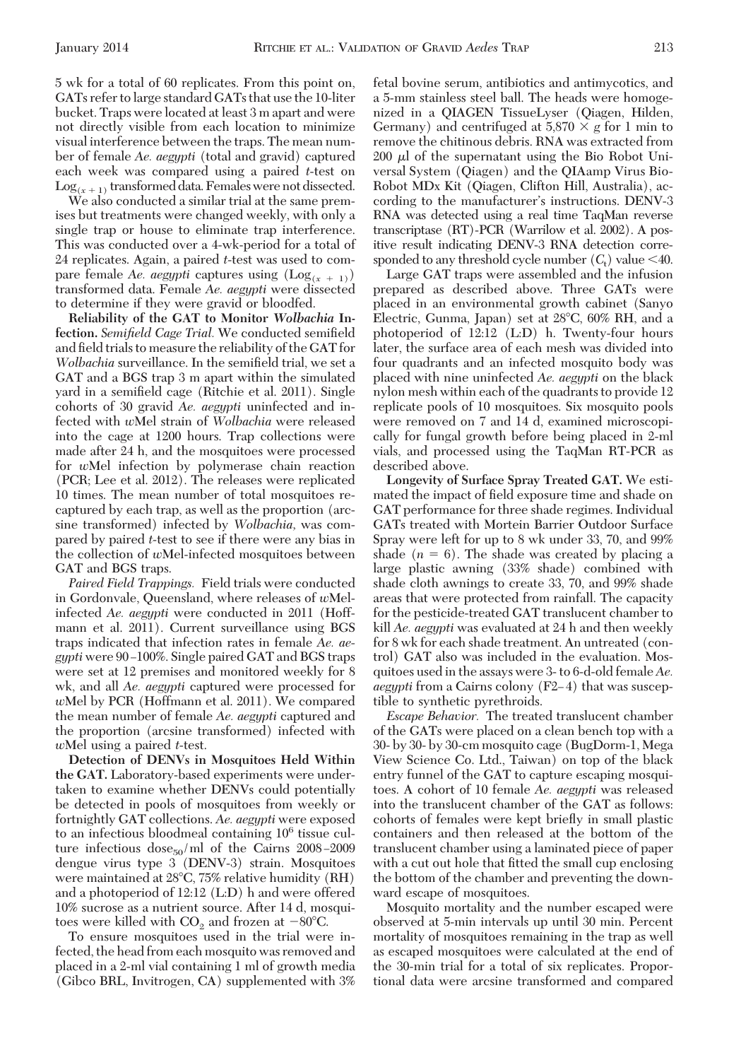5 wk for a total of 60 replicates. From this point on, GATs refer to large standard GATs that use the 10-liter bucket. Traps were located at least 3 m apart and were not directly visible from each location to minimize visual interference between the traps. The mean number of female *Ae. aegypti* (total and gravid) captured each week was compared using a paired *t*-test on $\mathrm{Log}_{(x+1)}$ transformed data. Females were not dissected.

We also conducted a similar trial at the same premises but treatments were changed weekly, with only a single trap or house to eliminate trap interference. This was conducted over a 4-wk-period for a total of 24 replicates. Again, a paired *t*-test was used to compare female *Ae. aegypti* captures using ($\mathrm{Log}_{(x+1)}$) transformed data. Female *Ae. aegypti* were dissected to determine if they were gravid or bloodfed.

**Reliability of the GAT to Monitor *Wolbachia* Infection.** *Semifield Cage Trial.* We conducted semifield and field trials to measure the reliability of the GAT for *Wolbachia* surveillance. In the semifield trial, we set a GAT and a BGS trap 3 m apart within the simulated yard in a semifield cage (Ritchie et al. 2011). Single cohorts of 30 gravid *Ae. aegypti* uninfected and infected with *w*Mel strain of *Wolbachia* were released into the cage at 1200 hours. Trap collections were made after 24 h, and the mosquitoes were processed for *w*Mel infection by polymerase chain reaction (PCR; Lee et al. 2012). The releases were replicated 10 times. The mean number of total mosquitoes recaptured by each trap, as well as the proportion (arcsine transformed) infected by *Wolbachia*, was compared by paired *t*-test to see if there were any bias in the collection of *w*Mel-infected mosquitoes between GAT and BGS traps.

*Paired Field Trappings.* Field trials were conducted in Gordonvale, Queensland, where releases of *w*Mel-infected *Ae. aegypti* were conducted in 2011 (Hoffmann et al. 2011). Current surveillance using BGS traps indicated that infection rates in female *Ae. aegypti* were 90–100%. Single paired GAT and BGS traps were set at 12 premises and monitored weekly for 8 wk, and all *Ae. aegypti* captured were processed for *w*Mel by PCR (Hoffmann et al. 2011). We compared the mean number of female *Ae. aegypti* captured and the proportion (arcsine transformed) infected with *w*Mel using a paired *t*-test.

**Detection of DENVs in Mosquitoes Held Within the GAT.** Laboratory-based experiments were undertaken to examine whether DENVs could potentially be detected in pools of mosquitoes from weekly or fortnightly GAT collections. *Ae. aegypti* were exposed to an infectious bloodmeal containing $10^6$ tissue culture infectious $\mathrm{dose}_{50}$/ml of the Cairns 2008–2009 dengue virus type 3 (DENV-3) strain. Mosquitoes were maintained at 28°C, 75% relative humidity (RH) and a photoperiod of 12:12 (L:D) h and were offered 10% sucrose as a nutrient source. After 14 d, mosquitoes were killed with $CO_2$ and frozen at −80°C.

To ensure mosquitoes used in the trial were infected, the head from each mosquito was removed and placed in a 2-ml vial containing 1 ml of growth media (Gibco BRL, Invitrogen, CA) supplemented with 3% fetal bovine serum, antibiotics and antimycotics, and a 5-mm stainless steel ball. The heads were homogenized in a QIAGEN TissueLyser (Qiagen, Hilden, Germany) and centrifuged at 5,870 × *g* for 1 min to remove the chitinous debris. RNA was extracted from 200 μl of the supernatant using the Bio Robot Universal System (Qiagen) and the QIAamp Virus BioRobot MDx Kit (Qiagen, Clifton Hill, Australia), according to the manufacturer's instructions. DENV-3 RNA was detected using a real time TaqMan reverse transcriptase (RT)-PCR (Warrilow et al. 2002). A positive result indicating DENV-3 RNA detection corresponded to any threshold cycle number ($C_t$) value <40.

Large GAT traps were assembled and the infusion prepared as described above. Three GATs were placed in an environmental growth cabinet (Sanyo Electric, Gunma, Japan) set at 28°C, 60% RH, and a photoperiod of 12:12 (L:D) h. Twenty-four hours later, the surface area of each mesh was divided into four quadrants and an infected mosquito body was placed with nine uninfected *Ae. aegypti* on the black nylon mesh within each of the quadrants to provide 12 replicate pools of 10 mosquitoes. Six mosquito pools were removed on 7 and 14 d, examined microscopically for fungal growth before being placed in 2-ml vials, and processed using the TaqMan RT-PCR as described above.

**Longevity of Surface Spray Treated GAT.** We estimated the impact of field exposure time and shade on GAT performance for three shade regimes. Individual GATs treated with Mortein Barrier Outdoor Surface Spray were left for up to 8 wk under 33, 70, and 99% shade ($n$ = 6). The shade was created by placing a large plastic awning (33% shade) combined with shade cloth awnings to create 33, 70, and 99% shade areas that were protected from rainfall. The capacity for the pesticide-treated GAT translucent chamber to kill *Ae. aegypti* was evaluated at 24 h and then weekly for 8 wk for each shade treatment. An untreated (control) GAT also was included in the evaluation. Mosquitoes used in the assays were 3- to 6-d-old female *Ae. aegypti* from a Cairns colony (F2–4) that was susceptible to synthetic pyrethroids.

*Escape Behavior.* The treated translucent chamber of the GATs were placed on a clean bench top with a 30- by 30- by 30-cm mosquito cage (BugDorm-1, Mega View Science Co. Ltd., Taiwan) on top of the black entry funnel of the GAT to capture escaping mosquitoes. A cohort of 10 female *Ae. aegypti* was released into the translucent chamber of the GAT as follows: cohorts of females were kept briefly in small plastic containers and then released at the bottom of the translucent chamber using a laminated piece of paper with a cut out hole that fitted the small cup enclosing the bottom of the chamber and preventing the downward escape of mosquitoes.

Mosquito mortality and the number escaped were observed at 5-min intervals up until 30 min. Percent mortality of mosquitoes remaining in the trap as well as escaped mosquitoes were calculated at the end of the 30-min trial for a total of six replicates. Proportional data were arcsine transformed and compared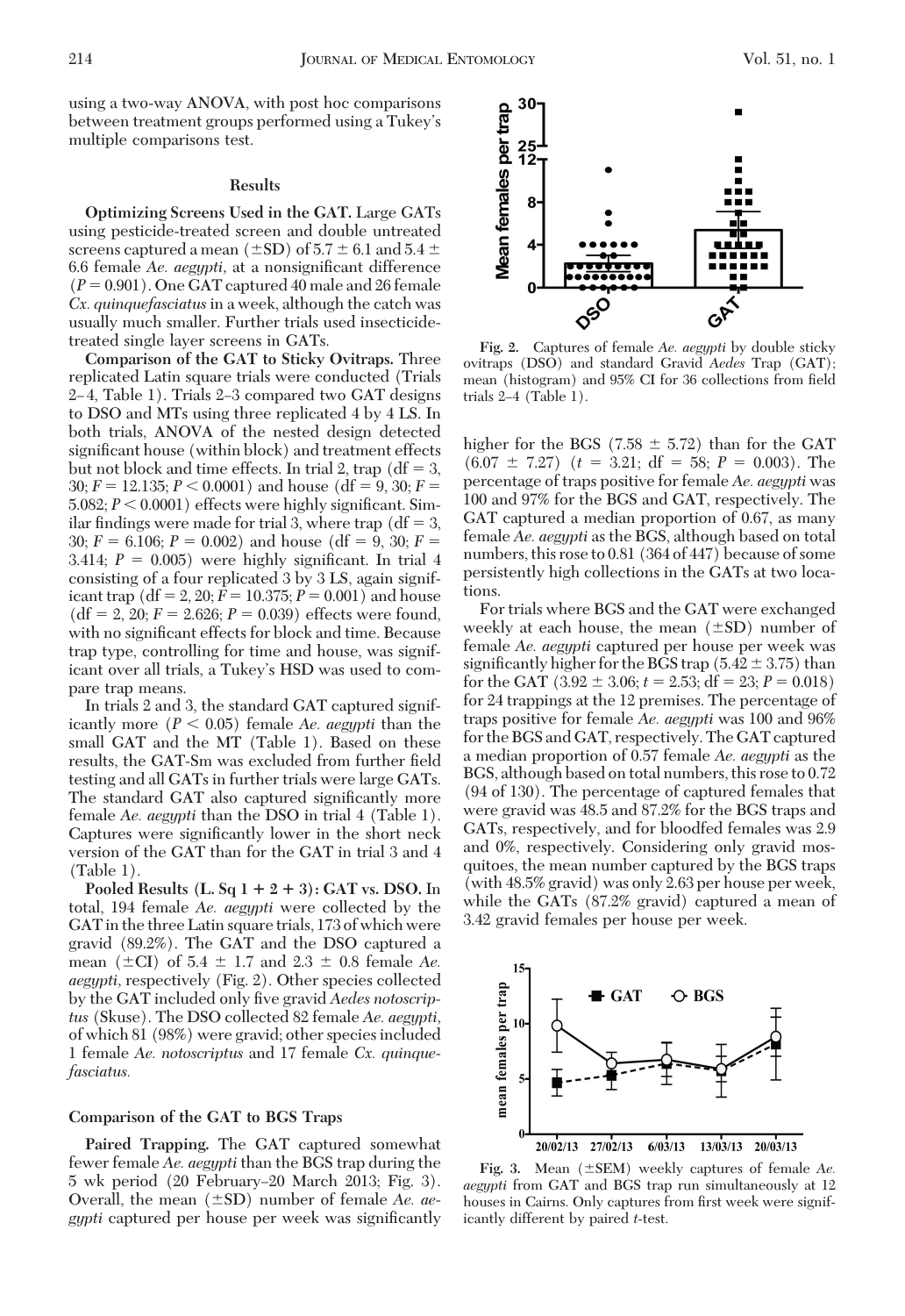using a two-way ANOVA, with post hoc comparisons between treatment groups performed using a Tukey's multiple comparisons test.

## Results

**Optimizing Screens Used in the GAT.** Large GATs using pesticide-treated screen and double untreated screens captured a mean (±SD) of 5.7 ± 6.1 and 5.4 ± 6.6 female *Ae. aegypti*, at a nonsignificant difference ($P = 0.901$). One GAT captured 40 male and 26 female *Cx. quinquefasciatus* in a week, although the catch was usually much smaller. Further trials used insecticide-treated single layer screens in GATs.

**Comparison of the GAT to Sticky Ovitraps.** Three replicated Latin square trials were conducted (Trials 2–4, Table 1). Trials 2–3 compared two GAT designs to DSO and MTs using three replicated 4 by 4 LS. In both trials, ANOVA of the nested design detected significant house (within block) and treatment effects but not block and time effects. In trial 2, trap (df = 3, 30; $F = 12.135$; $P < 0.0001$) and house (df = 9, 30; $F = 5.082$; $P < 0.0001$) effects were highly significant. Similar findings were made for trial 3, where trap (df = 3, 30; $F = 6.106$; $P = 0.002$) and house (df = 9, 30; $F = 3.414$; $P = 0.005$) were highly significant. In trial 4 consisting of a four replicated 3 by 3 LS, again significant trap (df = 2, 20; $F = 10.375$; $P = 0.001$) and house (df = 2, 20; $F = 2.626$; $P = 0.039$) effects were found, with no significant effects for block and time. Because trap type, controlling for time and house, was significant over all trials, a Tukey's HSD was used to compare trap means.

In trials 2 and 3, the standard GAT captured significantly more ($P < 0.05$) female *Ae. aegypti* than the small GAT and the MT (Table 1). Based on these results, the GAT-Sm was excluded from further field testing and all GATs in further trials were large GATs. The standard GAT also captured significantly more female *Ae. aegypti* than the DSO in trial 4 (Table 1). Captures were significantly lower in the short neck version of the GAT than for the GAT in trial 3 and 4 (Table 1).

**Pooled Results (L. Sq 1 + 2 + 3): GAT vs. DSO.** In total, 194 female *Ae. aegypti* were collected by the GAT in the three Latin square trials, 173 of which were gravid (89.2%). The GAT and the DSO captured a mean (±CI) of 5.4 ± 1.7 and 2.3 ± 0.8 female *Ae. aegypti*, respectively (Fig. 2). Other species collected by the GAT included only five gravid *Aedes notoscriptus* (Skuse). The DSO collected 82 female *Ae. aegypti*, of which 81 (98%) were gravid; other species included 1 female *Ae. notoscriptus* and 17 female *Cx. quinquefasciatus*.

Fig. 2. Captures of female *Ae. aegypti* by double sticky ovitraps (DSO) and standard Gravid *Aedes* Trap (GAT); mean (histogram) and 95% CI for 36 collections from field trials 2–4 (Table 1).

### Comparison of the GAT to BGS Traps

**Paired Trapping.** The GAT captured somewhat fewer female *Ae. aegypti* than the BGS trap during the 5 wk period (20 February–20 March 2013; Fig. 3). Overall, the mean (±SD) number of female *Ae. aegypti* captured per house per week was significantly higher for the BGS (7.58 ± 5.72) than for the GAT (6.07 ± 7.27) ($t = 3.21$; df = 58; $P = 0.003$). The percentage of traps positive for female *Ae. aegypti* was 100 and 97% for the BGS and GAT, respectively. The GAT captured a median proportion of 0.67, as many female *Ae. aegypti* as the BGS, although based on total numbers, this rose to 0.81 (364 of 447) because of some persistently high collections in the GATs at two locations.

For trials where BGS and the GAT were exchanged weekly at each house, the mean (±SD) number of female *Ae. aegypti* captured per house per week was significantly higher for the BGS trap (5.42 ± 3.75) than for the GAT (3.92 ± 3.06; $t = 2.53$; df = 23; $P = 0.018$) for 24 trappings at the 12 premises. The percentage of traps positive for female *Ae. aegypti* was 100 and 96% for the BGS and GAT, respectively. The GAT captured a median proportion of 0.57 female *Ae. aegypti* as the BGS, although based on total numbers, this rose to 0.72 (94 of 130). The percentage of captured females that were gravid was 48.5 and 87.2% for the BGS traps and GATs, respectively, and for bloodfed females was 2.9 and 0%, respectively. Considering only gravid mosquitoes, the mean number captured by the BGS traps (with 48.5% gravid) was only 2.63 per house per week, while the GATs (87.2% gravid) captured a mean of 3.42 gravid females per house per week.

Fig. 3. Mean (±SEM) weekly captures of female *Ae. aegypti* from GAT and BGS trap run simultaneously at 12 houses in Cairns. Only captures from first week were significantly different by paired *t*-test.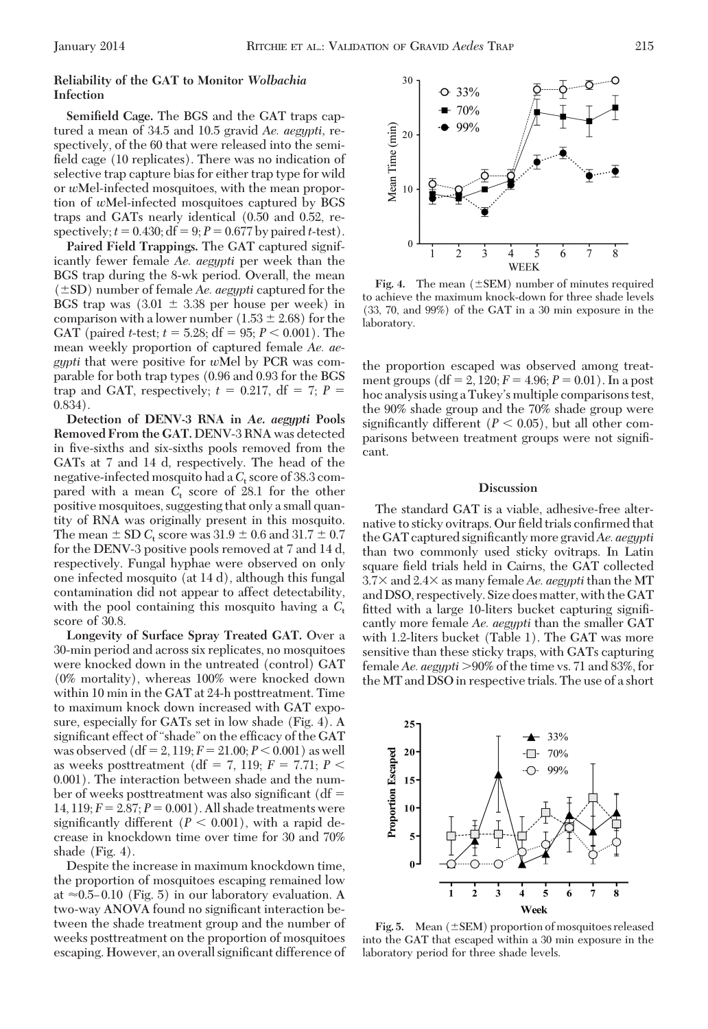### Reliability of the GAT to Monitor *Wolbachia* Infection

**Semifield Cage.** The BGS and the GAT traps captured a mean of 34.5 and 10.5 gravid *Ae. aegypti*, respectively, of the 60 that were released into the semifield cage (10 replicates). There was no indication of selective trap capture bias for either trap type for wild or *w*Mel-infected mosquitoes, with the mean proportion of *w*Mel-infected mosquitoes captured by BGS traps and GATs nearly identical (0.50 and 0.52, respectively; $t = 0.430$; df = 9; $P = 0.677$ by paired *t*-test).

**Paired Field Trappings.** The GAT captured significantly fewer female *Ae. aegypti* per week than the BGS trap during the 8-wk period. Overall, the mean (±SD) number of female *Ae. aegypti* captured for the BGS trap was (3.01 ± 3.38 per house per week) in comparison with a lower number (1.53 ± 2.68) for the GAT (paired *t*-test; $t = 5.28$; df = 95; $P < 0.001$). The mean weekly proportion of captured female *Ae. aegypti* that were positive for *w*Mel by PCR was comparable for both trap types (0.96 and 0.93 for the BGS trap and GAT, respectively; $t = 0.217$, df = 7; $P = 0.834$).

**Detection of DENV-3 RNA in *Ae. aegypti* Pools Removed From the GAT.** DENV-3 RNA was detected in five-sixths and six-sixths pools removed from the GATs at 7 and 14 d, respectively. The head of the negative-infected mosquito had a $C_t$ score of 38.3 compared with a mean $C_t$ score of 28.1 for the other positive mosquitoes, suggesting that only a small quantity of RNA was originally present in this mosquito. The mean ± SD $C_t$ score was 31.9 ± 0.6 and 31.7 ± 0.7 for the DENV-3 positive pools removed at 7 and 14 d, respectively. Fungal hyphae were observed on only one infected mosquito (at 14 d), although this fungal contamination did not appear to affect detectability, with the pool containing this mosquito having a $C_t$ score of 30.8.

**Longevity of Surface Spray Treated GAT.** Over a 30-min period and across six replicates, no mosquitoes were knocked down in the untreated (control) GAT (0% mortality), whereas 100% were knocked down within 10 min in the GAT at 24-h posttreatment. Time to maximum knock down increased with GAT exposure, especially for GATs set in low shade (Fig. 4). A significant effect of "shade" on the efficacy of the GAT was observed (df = 2, 119; $F = 21.00$; $P < 0.001$) as well as weeks posttreatment (df = 7, 119; $F = 7.71$; $P < 0.001$). The interaction between shade and the number of weeks posttreatment was also significant (df = 14, 119; $F = 2.87$; $P = 0.001$). All shade treatments were significantly different ($P < 0.001$), with a rapid decrease in knockdown time over time for 30 and 70% shade (Fig. 4).

Despite the increase in maximum knockdown time, the proportion of mosquitoes escaping remained low at ≈0.5–0.10 (Fig. 5) in our laboratory evaluation. A two-way ANOVA found no significant interaction between the shade treatment group and the number of weeks posttreatment on the proportion of mosquitoes escaping. However, an overall significant difference of the proportion escaped was observed among treatment groups (df = 2, 120; $F = 4.96$; $P = 0.01$). In a post hoc analysis using a Tukey's multiple comparisons test, the 90% shade group and the 70% shade group were significantly different ($P < 0.05$), but all other comparisons between treatment groups were not significant.

Fig. 4. The mean (±SEM) number of minutes required to achieve the maximum knock-down for three shade levels (33, 70, and 99%) of the GAT in a 30 min exposure in the laboratory.

## Discussion

The standard GAT is a viable, adhesive-free alternative to sticky ovitraps. Our field trials confirmed that the GAT captured significantly more gravid *Ae. aegypti* than two commonly used sticky ovitraps. In Latin square field trials held in Cairns, the GAT collected 3.7× and 2.4× as many female *Ae. aegypti* than the MT and DSO, respectively. Size does matter, with the GAT fitted with a large 10-liters bucket capturing significantly more female *Ae. aegypti* than the smaller GAT with 1.2-liters bucket (Table 1). The GAT was more sensitive than these sticky traps, with GATs capturing female *Ae. aegypti* >90% of the time vs. 71 and 83%, for the MT and DSO in respective trials. The use of a short

Fig. 5. Mean (±SEM) proportion of mosquitoes released into the GAT that escaped within a 30 min exposure in the laboratory period for three shade levels.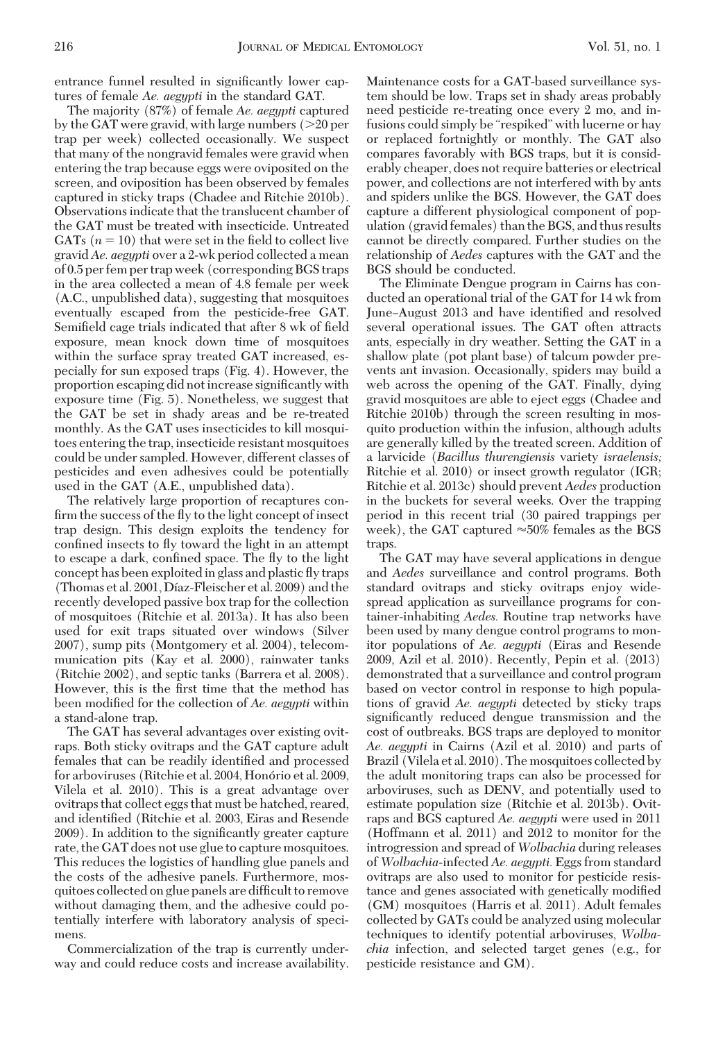entrance funnel resulted in significantly lower captures of female *Ae. aegypti* in the standard GAT.

The majority (87%) of female *Ae. aegypti* captured by the GAT were gravid, with large numbers (>20 per trap per week) collected occasionally. We suspect that many of the nongravid females were gravid when entering the trap because eggs were oviposited on the screen, and oviposition has been observed by females captured in sticky traps (Chadee and Ritchie 2010b). Observations indicate that the translucent chamber of the GAT must be treated with insecticide. Untreated GATs ($n = 10$) that were set in the field to collect live gravid *Ae. aegypti* over a 2-wk period collected a mean of 0.5 per fem per trap week (corresponding BGS traps in the area collected a mean of 4.8 female per week (A.C., unpublished data), suggesting that mosquitoes eventually escaped from the pesticide-free GAT. Semifield cage trials indicated that after 8 wk of field exposure, mean knock down time of mosquitoes within the surface spray treated GAT increased, especially for sun exposed traps (Fig. 4). However, the proportion escaping did not increase significantly with exposure time (Fig. 5). Nonetheless, we suggest that the GAT be set in shady areas and be re-treated monthly. As the GAT uses insecticides to kill mosquitoes entering the trap, insecticide resistant mosquitoes could be under sampled. However, different classes of pesticides and even adhesives could be potentially used in the GAT (A.E., unpublished data).

The relatively large proportion of recaptures confirm the success of the fly to the light concept of insect trap design. This design exploits the tendency for confined insects to fly toward the light in an attempt to escape a dark, confined space. The fly to the light concept has been exploited in glass and plastic fly traps (Thomas et al. 2001, Díaz-Fleischer et al. 2009) and the recently developed passive box trap for the collection of mosquitoes (Ritchie et al. 2013a). It has also been used for exit traps situated over windows (Silver 2007), sump pits (Montgomery et al. 2004), telecommunication pits (Kay et al. 2000), rainwater tanks (Ritchie 2002), and septic tanks (Barrera et al. 2008). However, this is the first time that the method has been modified for the collection of *Ae. aegypti* within a stand-alone trap.

The GAT has several advantages over existing ovitraps. Both sticky ovitraps and the GAT capture adult females that can be readily identified and processed for arboviruses (Ritchie et al. 2004, Honório et al. 2009, Vilela et al. 2010). This is a great advantage over ovitraps that collect eggs that must be hatched, reared, and identified (Ritchie et al. 2003, Eiras and Resende 2009). In addition to the significantly greater capture rate, the GAT does not use glue to capture mosquitoes. This reduces the logistics of handling glue panels and the costs of the adhesive panels. Furthermore, mosquitoes collected on glue panels are difficult to remove without damaging them, and the adhesive could potentially interfere with laboratory analysis of specimens.

Commercialization of the trap is currently underway and could reduce costs and increase availability. Maintenance costs for a GAT-based surveillance system should be low. Traps set in shady areas probably need pesticide re-treating once every 2 mo, and infusions could simply be "respiked" with lucerne or hay or replaced fortnightly or monthly. The GAT also compares favorably with BGS traps, but it is considerably cheaper, does not require batteries or electrical power, and collections are not interfered with by ants and spiders unlike the BGS. However, the GAT does capture a different physiological component of population (gravid females) than the BGS, and thus results cannot be directly compared. Further studies on the relationship of *Aedes* captures with the GAT and the BGS should be conducted.

The Eliminate Dengue program in Cairns has conducted an operational trial of the GAT for 14 wk from June–August 2013 and have identified and resolved several operational issues. The GAT often attracts ants, especially in dry weather. Setting the GAT in a shallow plate (pot plant base) of talcum powder prevents ant invasion. Occasionally, spiders may build a web across the opening of the GAT. Finally, dying gravid mosquitoes are able to eject eggs (Chadee and Ritchie 2010b) through the screen resulting in mosquito production within the infusion, although adults are generally killed by the treated screen. Addition of a larvicide (*Bacillus thurengiensis* variety *israelensis;* Ritchie et al. 2010) or insect growth regulator (IGR; Ritchie et al. 2013c) should prevent *Aedes* production in the buckets for several weeks. Over the trapping period in this recent trial (30 paired trappings per week), the GAT captured ≈50% females as the BGS traps.

The GAT may have several applications in dengue and *Aedes* surveillance and control programs. Both standard ovitraps and sticky ovitraps enjoy widespread application as surveillance programs for container-inhabiting *Aedes.* Routine trap networks have been used by many dengue control programs to monitor populations of *Ae. aegypti* (Eiras and Resende 2009, Azil et al. 2010). Recently, Pepin et al. (2013) demonstrated that a surveillance and control program based on vector control in response to high populations of gravid *Ae. aegypti* detected by sticky traps significantly reduced dengue transmission and the cost of outbreaks. BGS traps are deployed to monitor *Ae. aegypti* in Cairns (Azil et al. 2010) and parts of Brazil (Vilela et al. 2010). The mosquitoes collected by the adult monitoring traps can also be processed for arboviruses, such as DENV, and potentially used to estimate population size (Ritchie et al. 2013b). Ovitraps and BGS captured *Ae. aegypti* were used in 2011 (Hoffmann et al. 2011) and 2012 to monitor for the introgression and spread of *Wolbachia* during releases of *Wolbachia*-infected *Ae. aegypti.* Eggs from standard ovitraps are also used to monitor for pesticide resistance and genes associated with genetically modified (GM) mosquitoes (Harris et al. 2011). Adult females collected by GATs could be analyzed using molecular techniques to identify potential arboviruses, *Wolbachia* infection, and selected target genes (e.g., for pesticide resistance and GM).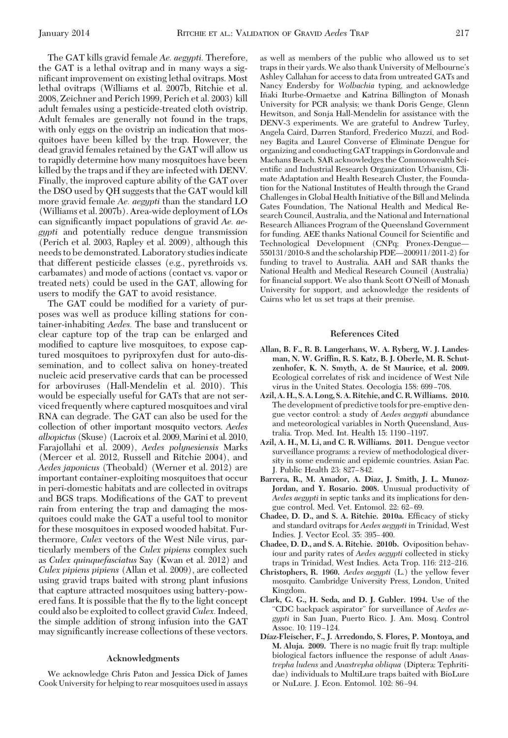The GAT kills gravid female *Ae. aegypti*. Therefore, the GAT is a lethal ovitrap and in many ways a significant improvement on existing lethal ovitraps. Most lethal ovitraps (Williams et al. 2007b, Ritchie et al. 2008, Zeichner and Perich 1999, Perich et al. 2003) kill adult females using a pesticide-treated cloth ovistrip. Adult females are generally not found in the traps, with only eggs on the ovistrip an indication that mosquitoes have been killed by the trap. However, the dead gravid females retained by the GAT will allow us to rapidly determine how many mosquitoes have been killed by the traps and if they are infected with DENV. Finally, the improved capture ability of the GAT over the DSO used by QH suggests that the GAT would kill more gravid female *Ae. aegypti* than the standard LO (Williams et al. 2007b). Area-wide deployment of LOs can significantly impact populations of gravid *Ae. aegypti* and potentially reduce dengue transmission (Perich et al. 2003, Rapley et al. 2009), although this needs to be demonstrated. Laboratory studies indicate that different pesticide classes (e.g., pyrethroids vs. carbamates) and mode of actions (contact vs. vapor or treated nets) could be used in the GAT, allowing for users to modify the GAT to avoid resistance.

The GAT could be modified for a variety of purposes was well as produce killing stations for container-inhabiting *Aedes.* The base and translucent or clear capture top of the trap can be enlarged and modified to capture live mosquitoes, to expose captured mosquitoes to pyriproxyfen dust for auto-dissemination, and to collect saliva on honey-treated nucleic acid preservative cards that can be processed for arboviruses (Hall-Mendelin et al. 2010). This would be especially useful for GATs that are not serviced frequently where captured mosquitoes and viral RNA can degrade. The GAT can also be used for the collection of other important mosquito vectors. *Aedes albopictus* (Skuse) (Lacroix et al. 2009, Marini et al. 2010, Farajollahi et al. 2009), *Aedes polynesiensis* Marks (Mercer et al. 2012, Russell and Ritchie 2004), and *Aedes japonicus* (Theobald) (Werner et al. 2012) are important container-exploiting mosquitoes that occur in peri-domestic habitats and are collected in ovitraps and BGS traps. Modifications of the GAT to prevent rain from entering the trap and damaging the mosquitoes could make the GAT a useful tool to monitor for these mosquitoes in exposed wooded habitat. Furthermore, *Culex* vectors of the West Nile virus, particularly members of the *Culex pipiens* complex such as *Culex quinquefasciatus* Say (Kwan et al. 2012) and *Culex pipiens pipiens* (Allan et al. 2009), are collected using gravid traps baited with strong plant infusions that capture attracted mosquitoes using battery-powered fans. It is possible that the fly to the light concept could also be exploited to collect gravid *Culex*. Indeed, the simple addition of strong infusion into the GAT may significantly increase collections of these vectors.

## Acknowledgments

We acknowledge Chris Paton and Jessica Dick of James Cook University for helping to rear mosquitoes used in assays as well as members of the public who allowed us to set traps in their yards. We also thank University of Melbourne's Ashley Callahan for access to data from untreated GATs and Nancy Endersby for *Wolbachia* typing, and acknowledge Iñaki Iturbe-Ormaetxe and Katrina Billington of Monash University for PCR analysis; we thank Doris Genge, Glenn Hewitson, and Sonja Hall-Mendelin for assistance with the DENV-3 experiments. We are grateful to Andrew Turley, Angela Caird, Darren Stanford, Frederico Muzzi, and Rodney Bagita and Laurel Converse of Eliminate Dengue for organizing and conducting GAT trappings in Gordonvale and Machans Beach. SAR acknowledges the Commonwealth Scientific and Industrial Research Organization Urbanism, Climate Adaptation and Health Research Cluster, the Foundation for the National Institutes of Health through the Grand Challenges in Global Health Initiative of the Bill and Melinda Gates Foundation, The National Health and Medical Research Council, Australia, and the National and International Research Alliances Program of the Queensland Government for funding. AEE thanks National Council for Scientific and Technological Development (CNPq; Pronex-Dengue—550131/2010-8 and the scholarship PDE—200911/2011-2) for funding to travel to Australia. AAH and SAR thanks the National Health and Medical Research Council (Australia) for financial support. We also thank Scott O'Neill of Monash University for support, and acknowledge the residents of Cairns who let us set traps at their premise.

## References Cited

**Allan, B. F., R. B. Langerhans, W. A. Ryberg, W. J. Landesman, N. W. Griffin, R. S. Katz, B. J. Oberle, M. R. Schutzenhofer, K. N. Smyth, A. de St Maurice, et al. 2009.** Ecological correlates of risk and incidence of West Nile virus in the United States. Oecologia 158: 699–708.

**Azil, A. H., S. A. Long, S. A. Ritchie, and C. R. Williams. 2010.** The development of predictive tools for pre-emptive dengue vector control: a study of *Aedes aegypti* abundance and meteorological variables in North Queensland, Australia. Trop. Med. Int. Health 15: 1190–1197.

**Azil, A. H., M. Li, and C. R. Williams. 2011.** Dengue vector surveillance programs: a review of methodological diversity in some endemic and epidemic countries. Asian Pac. J. Public Health 23: 827–842.

**Barrera, R., M. Amador, A. Diaz, J. Smith, J. L. Munoz-Jordan, and Y. Rosario. 2008.** Unusual productivity of *Aedes aegypti* in septic tanks and its implications for dengue control. Med. Vet. Entomol. 22: 62–69.

**Chadee, D. D., and S. A. Ritchie. 2010a.** Efficacy of sticky and standard ovitraps for *Aedes aegypti* in Trinidad, West Indies. J. Vector Ecol. 35: 395–400.

**Chadee, D. D., and S. A. Ritchie. 2010b.** Oviposition behaviour and parity rates of *Aedes aegypti* collected in sticky traps in Trinidad, West Indies. Acta Trop. 116: 212–216.

**Christophers, R. 1960.** *Aedes aegypti* (L.) the yellow fever mosquito. Cambridge University Press, London, United Kingdom.

**Clark, G. G., H. Seda, and D. J. Gubler. 1994.** Use of the "CDC backpack aspirator" for surveillance of *Aedes aegypti* in San Juan, Puerto Rico. J. Am. Mosq. Control Assoc. 10: 119–124.

**Díaz-Fleischer, F., J. Arredondo, S. Flores, P. Montoya, and M. Aluja. 2009.** There is no magic fruit fly trap: multiple biological factors influence the response of adult *Anastrepha ludens* and *Anastrepha obliqua* (Diptera: Tephritidae) individuals to MultiLure traps baited with BioLure or NuLure. J. Econ. Entomol. 102: 86–94.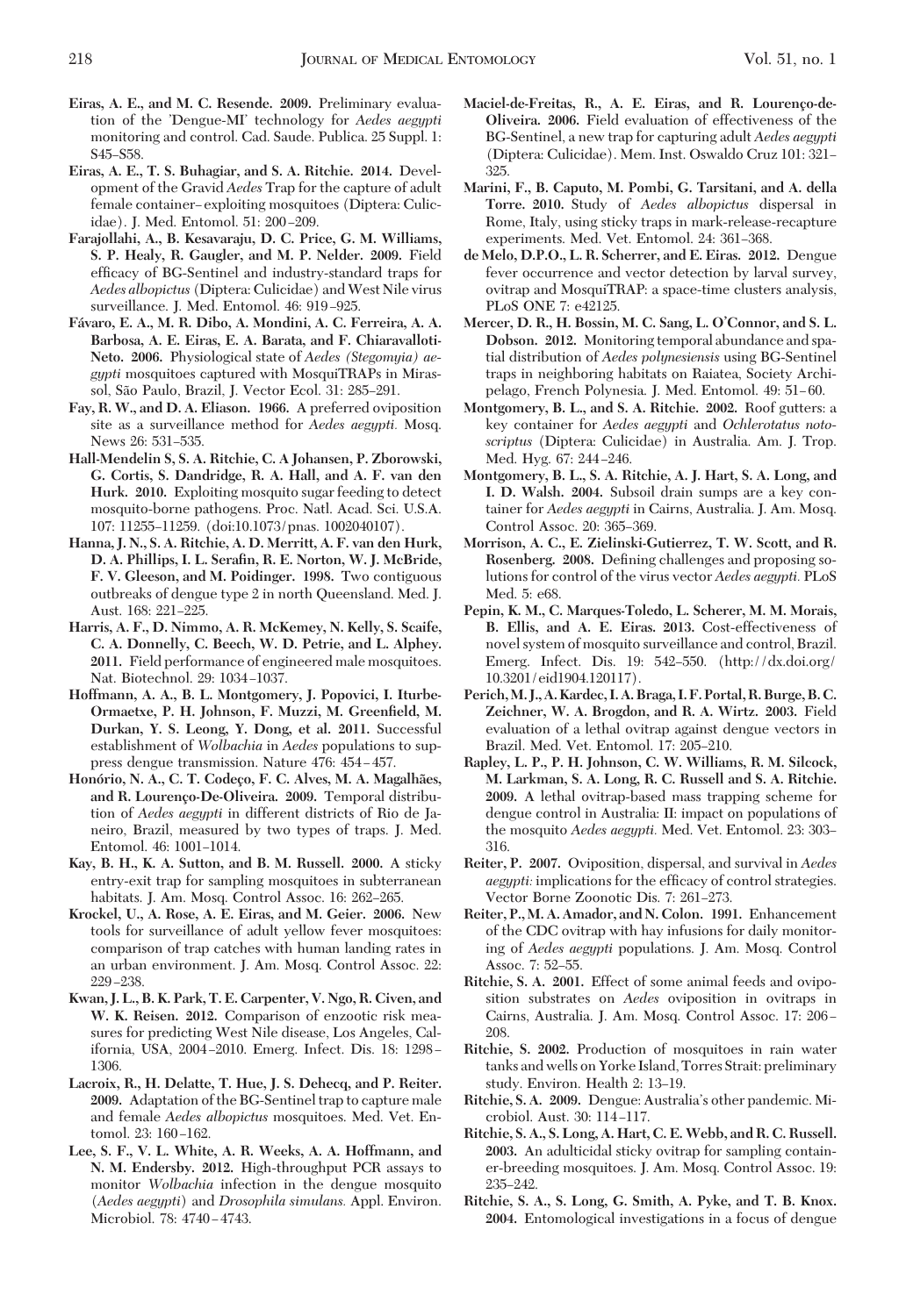**Eiras, A. E., and M. C. Resende. 2009.** Preliminary evaluation of the 'Dengue-MI' technology for *Aedes aegypti* monitoring and control. Cad. Saude. Publica. 25 Suppl. 1: S45–S58.

**Eiras, A. E., T. S. Buhagiar, and S. A. Ritchie. 2014.** Development of the Gravid *Aedes* Trap for the capture of adult female container–exploiting mosquitoes (Diptera: Culicidae). J. Med. Entomol. 51: 200–209.

**Farajollahi, A., B. Kesavaraju, D. C. Price, G. M. Williams, S. P. Healy, R. Gaugler, and M. P. Nelder. 2009.** Field efficacy of BG-Sentinel and industry-standard traps for *Aedes albopictus* (Diptera: Culicidae) and West Nile virus surveillance. J. Med. Entomol. 46: 919–925.

**Fávaro, E. A., M. R. Dibo, A. Mondini, A. C. Ferreira, A. A. Barbosa, A. E. Eiras, E. A. Barata, and F. Chiaravalloti-Neto. 2006.** Physiological state of *Aedes (Stegomyia) aegypti* mosquitoes captured with MosquiTRAPs in Mirassol, São Paulo, Brazil, J. Vector Ecol. 31: 285–291.

**Fay, R. W., and D. A. Eliason. 1966.** A preferred oviposition site as a surveillance method for *Aedes aegypti.* Mosq. News 26: 531–535.

**Hall-Mendelin S, S. A. Ritchie, C. A Johansen, P. Zborowski, G. Cortis, S. Dandridge, R. A. Hall, and A. F. van den Hurk. 2010.** Exploiting mosquito sugar feeding to detect mosquito-borne pathogens. Proc. Natl. Acad. Sci. U.S.A. 107: 11255–11259. (doi:10.1073/pnas. 1002040107).

**Hanna, J. N., S. A. Ritchie, A. D. Merritt, A. F. van den Hurk, D. A. Phillips, I. L. Serafin, R. E. Norton, W. J. McBride, F. V. Gleeson, and M. Poidinger. 1998.** Two contiguous outbreaks of dengue type 2 in north Queensland. Med. J. Aust. 168: 221–225.

**Harris, A. F., D. Nimmo, A. R. McKemey, N. Kelly, S. Scaife, C. A. Donnelly, C. Beech, W. D. Petrie, and L. Alphey. 2011.** Field performance of engineered male mosquitoes. Nat. Biotechnol. 29: 1034–1037.

**Hoffmann, A. A., B. L. Montgomery, J. Popovici, I. Iturbe-Ormaetxe, P. H. Johnson, F. Muzzi, M. Greenfield, M. Durkan, Y. S. Leong, Y. Dong, et al. 2011.** Successful establishment of *Wolbachia* in *Aedes* populations to suppress dengue transmission. Nature 476: 454–457.

**Honório, N. A., C. T. Codeço, F. C. Alves, M. A. Magalhães, and R. Lourenço-De-Oliveira. 2009.** Temporal distribution of *Aedes aegypti* in different districts of Rio de Janeiro, Brazil, measured by two types of traps. J. Med. Entomol. 46: 1001–1014.

**Kay, B. H., K. A. Sutton, and B. M. Russell. 2000.** A sticky entry-exit trap for sampling mosquitoes in subterranean habitats. J. Am. Mosq. Control Assoc. 16: 262–265.

**Krockel, U., A. Rose, A. E. Eiras, and M. Geier. 2006.** New tools for surveillance of adult yellow fever mosquitoes: comparison of trap catches with human landing rates in an urban environment. J. Am. Mosq. Control Assoc. 22: 229–238.

**Kwan, J. L., B. K. Park, T. E. Carpenter, V. Ngo, R. Civen, and W. K. Reisen. 2012.** Comparison of enzootic risk measures for predicting West Nile disease, Los Angeles, California, USA, 2004–2010. Emerg. Infect. Dis. 18: 1298–1306.

**Lacroix, R., H. Delatte, T. Hue, J. S. Dehecq, and P. Reiter. 2009.** Adaptation of the BG-Sentinel trap to capture male and female *Aedes albopictus* mosquitoes. Med. Vet. Entomol. 23: 160–162.

**Lee, S. F., V. L. White, A. R. Weeks, A. A. Hoffmann, and N. M. Endersby. 2012.** High-throughput PCR assays to monitor *Wolbachia* infection in the dengue mosquito (*Aedes aegypti*) and *Drosophila simulans.* Appl. Environ. Microbiol. 78: 4740–4743.

**Maciel-de-Freitas, R., A. E. Eiras, and R. Lourenço-de-Oliveira. 2006.** Field evaluation of effectiveness of the BG-Sentinel, a new trap for capturing adult *Aedes aegypti* (Diptera: Culicidae). Mem. Inst. Oswaldo Cruz 101: 321–325.

**Marini, F., B. Caputo, M. Pombi, G. Tarsitani, and A. della Torre. 2010.** Study of *Aedes albopictus* dispersal in Rome, Italy, using sticky traps in mark-release-recapture experiments. Med. Vet. Entomol. 24: 361–368.

**de Melo, D.P.O., L. R. Scherrer, and E. Eiras. 2012.** Dengue fever occurrence and vector detection by larval survey, ovitrap and MosquiTRAP: a space-time clusters analysis, PLoS ONE 7: e42125.

**Mercer, D. R., H. Bossin, M. C. Sang, L. O'Connor, and S. L. Dobson. 2012.** Monitoring temporal abundance and spatial distribution of *Aedes polynesiensis* using BG-Sentinel traps in neighboring habitats on Raiatea, Society Archipelago, French Polynesia. J. Med. Entomol. 49: 51–60.

**Montgomery, B. L., and S. A. Ritchie. 2002.** Roof gutters: a key container for *Aedes aegypti* and *Ochlerotatus notoscriptus* (Diptera: Culicidae) in Australia. Am. J. Trop. Med. Hyg. 67: 244–246.

**Montgomery, B. L., S. A. Ritchie, A. J. Hart, S. A. Long, and I. D. Walsh. 2004.** Subsoil drain sumps are a key container for *Aedes aegypti* in Cairns, Australia. J. Am. Mosq. Control Assoc. 20: 365–369.

**Morrison, A. C., E. Zielinski-Gutierrez, T. W. Scott, and R. Rosenberg. 2008.** Defining challenges and proposing solutions for control of the virus vector *Aedes aegypti.* PLoS Med. 5: e68.

**Pepin, K. M., C. Marques-Toledo, L. Scherer, M. M. Morais, B. Ellis, and A. E. Eiras. 2013.** Cost-effectiveness of novel system of mosquito surveillance and control, Brazil. Emerg. Infect. Dis. 19: 542–550. (http://dx.doi.org/10.3201/eid1904.120117).

**Perich, M. J., A. Kardec, I. A. Braga, I. F. Portal, R. Burge, B. C. Zeichner, W. A. Brogdon, and R. A. Wirtz. 2003.** Field evaluation of a lethal ovitrap against dengue vectors in Brazil. Med. Vet. Entomol. 17: 205–210.

**Rapley, L. P., P. H. Johnson, C. W. Williams, R. M. Silcock, M. Larkman, S. A. Long, R. C. Russell and S. A. Ritchie. 2009.** A lethal ovitrap-based mass trapping scheme for dengue control in Australia: II: impact on populations of the mosquito *Aedes aegypti.* Med. Vet. Entomol. 23: 303–316.

**Reiter, P. 2007.** Oviposition, dispersal, and survival in *Aedes aegypti:* implications for the efficacy of control strategies. Vector Borne Zoonotic Dis. 7: 261–273.

**Reiter, P., M. A. Amador, and N. Colon. 1991.** Enhancement of the CDC ovitrap with hay infusions for daily monitoring of *Aedes aegypti* populations. J. Am. Mosq. Control Assoc. 7: 52–55.

**Ritchie, S. A. 2001.** Effect of some animal feeds and oviposition substrates on *Aedes* oviposition in ovitraps in Cairns, Australia. J. Am. Mosq. Control Assoc. 17: 206–208.

**Ritchie, S. 2002.** Production of mosquitoes in rain water tanks and wells on Yorke Island, Torres Strait: preliminary study. Environ. Health 2: 13–19.

**Ritchie, S. A. 2009.** Dengue: Australia's other pandemic. Microbiol. Aust. 30: 114–117.

**Ritchie, S. A., S. Long, A. Hart, C. E. Webb, and R. C. Russell. 2003.** An adulticidal sticky ovitrap for sampling container-breeding mosquitoes. J. Am. Mosq. Control Assoc. 19: 235–242.

**Ritchie, S. A., S. Long, G. Smith, A. Pyke, and T. B. Knox. 2004.** Entomological investigations in a focus of dengue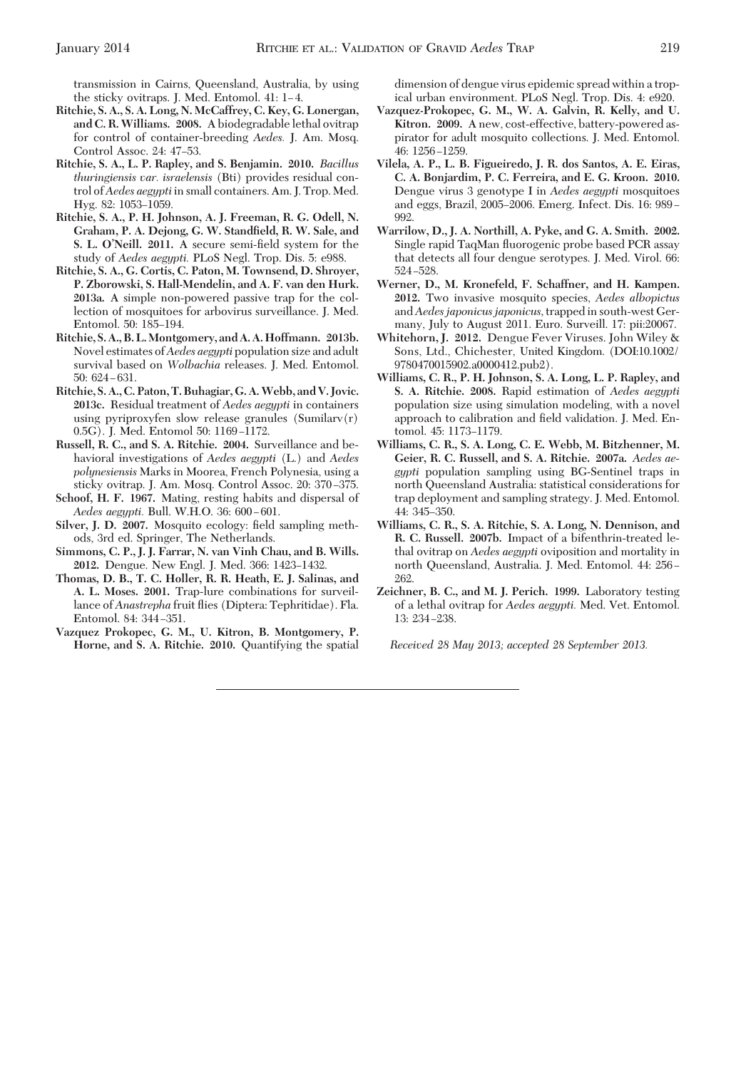transmission in Cairns, Queensland, Australia, by using the sticky ovitraps. J. Med. Entomol. 41: 1–4.

**Ritchie, S. A., S. A. Long, N. McCaffrey, C. Key, G. Lonergan, and C. R. Williams. 2008.** A biodegradable lethal ovitrap for control of container-breeding *Aedes.* J. Am. Mosq. Control Assoc. 24: 47–53.

**Ritchie, S. A., L. P. Rapley, and S. Benjamin. 2010.** *Bacillus thuringiensis var. israelensis* (Bti) provides residual control of *Aedes aegypti* in small containers. Am. J. Trop. Med. Hyg. 82: 1053–1059.

**Ritchie, S. A., P. H. Johnson, A. J. Freeman, R. G. Odell, N. Graham, P. A. Dejong, G. W. Standfield, R. W. Sale, and S. L. O'Neill. 2011.** A secure semi-field system for the study of *Aedes aegypti.* PLoS Negl. Trop. Dis. 5: e988.

**Ritchie, S. A., G. Cortis, C. Paton, M. Townsend, D. Shroyer, P. Zborowski, S. Hall-Mendelin, and A. F. van den Hurk. 2013a.** A simple non-powered passive trap for the collection of mosquitoes for arbovirus surveillance. J. Med. Entomol. 50: 185–194.

**Ritchie, S. A., B. L. Montgomery, and A. A. Hoffmann. 2013b.** Novel estimates of *Aedes aegypti* population size and adult survival based on *Wolbachia* releases. J. Med. Entomol. 50: 624–631.

**Ritchie, S. A., C. Paton, T. Buhagiar, G. A. Webb, and V. Jovic. 2013c.** Residual treatment of *Aedes aegypti* in containers using pyriproxyfen slow release granules (Sumilarv(r) 0.5G). J. Med. Entomol 50: 1169–1172.

**Russell, R. C., and S. A. Ritchie. 2004.** Surveillance and behavioral investigations of *Aedes aegypti* (L.) and *Aedes polynesiensis* Marks in Moorea, French Polynesia, using a sticky ovitrap. J. Am. Mosq. Control Assoc. 20: 370–375.

**Schoof, H. F. 1967.** Mating, resting habits and dispersal of *Aedes aegypti.* Bull. W.H.O. 36: 600–601.

**Silver, J. D. 2007.** Mosquito ecology: field sampling methods, 3rd ed. Springer, The Netherlands.

**Simmons, C. P., J. J. Farrar, N. van Vinh Chau, and B. Wills. 2012.** Dengue. New Engl. J. Med. 366: 1423–1432.

**Thomas, D. B., T. C. Holler, R. R. Heath, E. J. Salinas, and A. L. Moses. 2001.** Trap-lure combinations for surveillance of *Anastrepha* fruit flies (Diptera: Tephritidae). Fla. Entomol. 84: 344–351.

**Vazquez Prokopec, G. M., U. Kitron, B. Montgomery, P. Horne, and S. A. Ritchie. 2010.** Quantifying the spatial dimension of dengue virus epidemic spread within a tropical urban environment. PLoS Negl. Trop. Dis. 4: e920.

**Vazquez-Prokopec, G. M., W. A. Galvin, R. Kelly, and U. Kitron. 2009.** A new, cost-effective, battery-powered aspirator for adult mosquito collections. J. Med. Entomol. 46: 1256–1259.

**Vilela, A. P., L. B. Figueiredo, J. R. dos Santos, A. E. Eiras, C. A. Bonjardim, P. C. Ferreira, and E. G. Kroon. 2010.** Dengue virus 3 genotype I in *Aedes aegypti* mosquitoes and eggs, Brazil, 2005–2006. Emerg. Infect. Dis. 16: 989–992.

**Warrilow, D., J. A. Northill, A. Pyke, and G. A. Smith. 2002.** Single rapid TaqMan fluorogenic probe based PCR assay that detects all four dengue serotypes. J. Med. Virol. 66: 524–528.

**Werner, D., M. Kronefeld, F. Schaffner, and H. Kampen. 2012.** Two invasive mosquito species, *Aedes albopictus* and *Aedes japonicus japonicus,* trapped in south-west Germany, July to August 2011. Euro. Surveill. 17: pii:20067.

**Whitehorn, J. 2012.** Dengue Fever Viruses. John Wiley & Sons, Ltd., Chichester, United Kingdom. (DOI:10.1002/9780470015902.a0000412.pub2).

**Williams, C. R., P. H. Johnson, S. A. Long, L. P. Rapley, and S. A. Ritchie. 2008.** Rapid estimation of *Aedes aegypti* population size using simulation modeling, with a novel approach to calibration and field validation. J. Med. Entomol. 45: 1173–1179.

**Williams, C. R., S. A. Long, C. E. Webb, M. Bitzhenner, M. Geier, R. C. Russell, and S. A. Ritchie. 2007a.** *Aedes aegypti* population sampling using BG-Sentinel traps in north Queensland Australia: statistical considerations for trap deployment and sampling strategy. J. Med. Entomol. 44: 345–350.

**Williams, C. R., S. A. Ritchie, S. A. Long, N. Dennison, and R. C. Russell. 2007b.** Impact of a bifenthrin-treated lethal ovitrap on *Aedes aegypti* oviposition and mortality in north Queensland, Australia. J. Med. Entomol. 44: 256–262.

**Zeichner, B. C., and M. J. Perich. 1999.** Laboratory testing of a lethal ovitrap for *Aedes aegypti.* Med. Vet. Entomol. 13: 234–238.

*Received 28 May 2013; accepted 28 September 2013.*